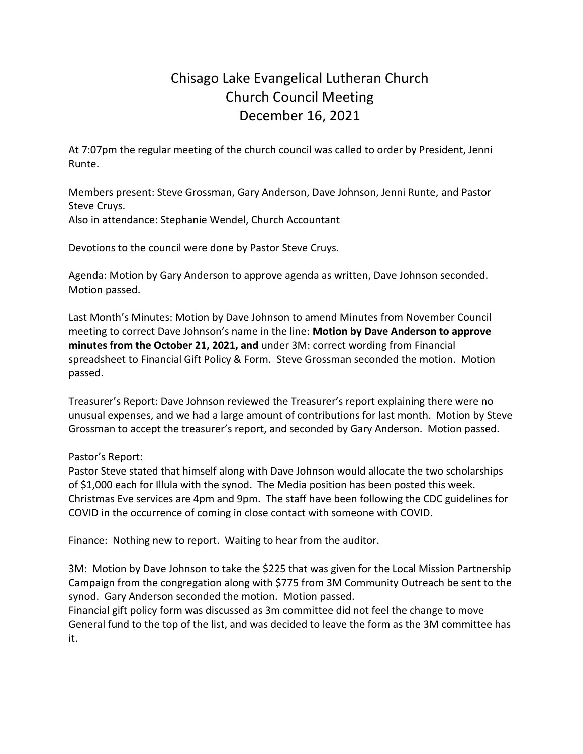# Chisago Lake Evangelical Lutheran Church
# Church Council Meeting
# December 16, 2021

At 7:07pm the regular meeting of the church council was called to order by President, Jenni Runte.

Members present: Steve Grossman, Gary Anderson, Dave Johnson, Jenni Runte, and Pastor Steve Cruys.
Also in attendance: Stephanie Wendel, Church Accountant

Devotions to the council were done by Pastor Steve Cruys.

Agenda: Motion by Gary Anderson to approve agenda as written, Dave Johnson seconded. Motion passed.

Last Month's Minutes: Motion by Dave Johnson to amend Minutes from November Council meeting to correct Dave Johnson's name in the line: **Motion by Dave Anderson to approve minutes from the October 21, 2021, and** under 3M: correct wording from Financial spreadsheet to Financial Gift Policy & Form. Steve Grossman seconded the motion. Motion passed.

Treasurer's Report: Dave Johnson reviewed the Treasurer's report explaining there were no unusual expenses, and we had a large amount of contributions for last month. Motion by Steve Grossman to accept the treasurer's report, and seconded by Gary Anderson. Motion passed.

Pastor's Report:
Pastor Steve stated that himself along with Dave Johnson would allocate the two scholarships of $1,000 each for Illula with the synod. The Media position has been posted this week. Christmas Eve services are 4pm and 9pm. The staff have been following the CDC guidelines for COVID in the occurrence of coming in close contact with someone with COVID.

Finance: Nothing new to report. Waiting to hear from the auditor.

3M: Motion by Dave Johnson to take the $225 that was given for the Local Mission Partnership Campaign from the congregation along with $775 from 3M Community Outreach be sent to the synod. Gary Anderson seconded the motion. Motion passed.
Financial gift policy form was discussed as 3m committee did not feel the change to move General fund to the top of the list, and was decided to leave the form as the 3M committee has it.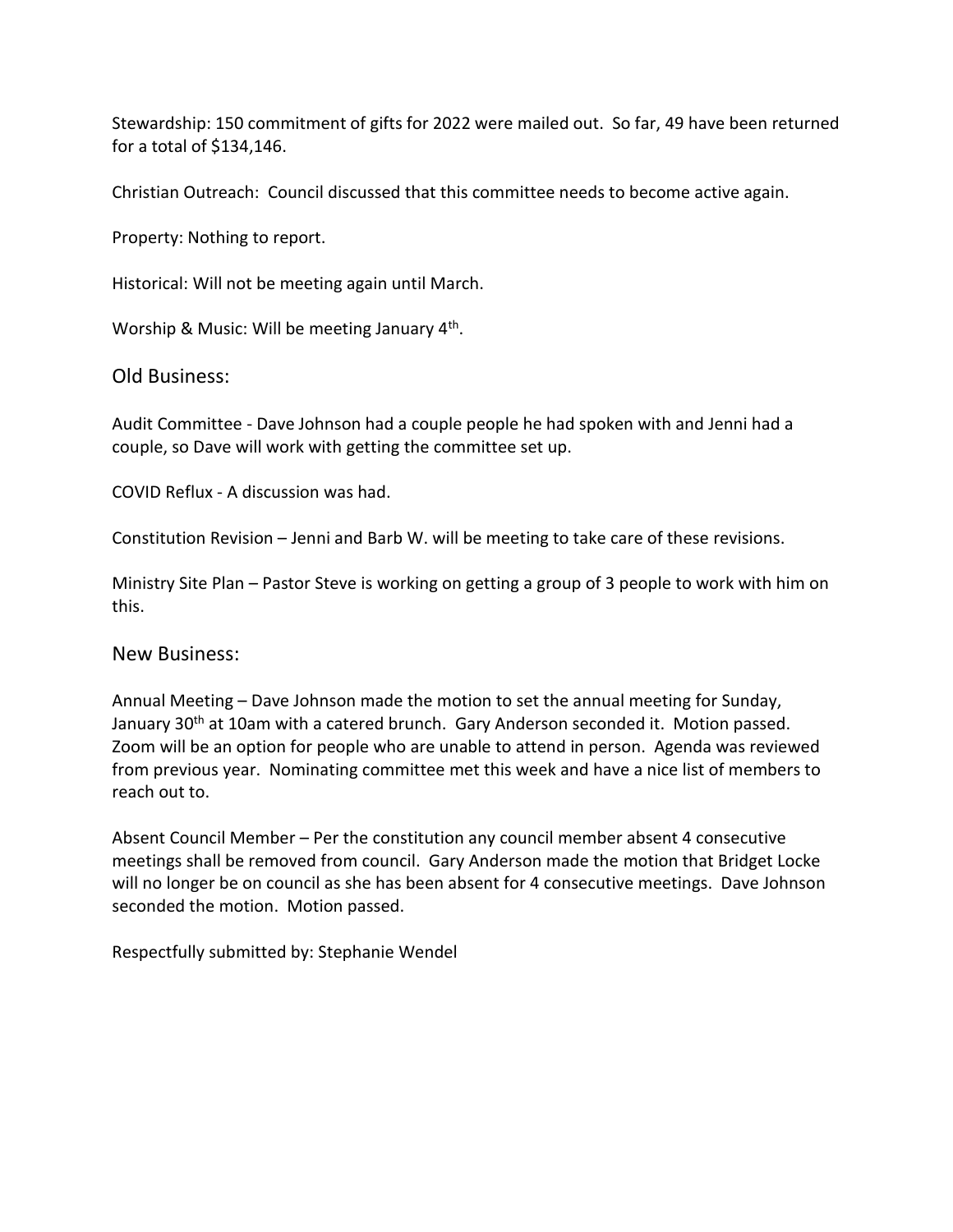Stewardship: 150 commitment of gifts for 2022 were mailed out. So far, 49 have been returned for a total of $134,146.

Christian Outreach: Council discussed that this committee needs to become active again.

Property: Nothing to report.

Historical: Will not be meeting again until March.

Worship & Music: Will be meeting January 4th.

## Old Business:

Audit Committee - Dave Johnson had a couple people he had spoken with and Jenni had a couple, so Dave will work with getting the committee set up.

COVID Reflux - A discussion was had.

Constitution Revision – Jenni and Barb W. will be meeting to take care of these revisions.

Ministry Site Plan – Pastor Steve is working on getting a group of 3 people to work with him on this.

## New Business:

Annual Meeting – Dave Johnson made the motion to set the annual meeting for Sunday, January 30th at 10am with a catered brunch. Gary Anderson seconded it. Motion passed. Zoom will be an option for people who are unable to attend in person. Agenda was reviewed from previous year. Nominating committee met this week and have a nice list of members to reach out to.

Absent Council Member – Per the constitution any council member absent 4 consecutive meetings shall be removed from council. Gary Anderson made the motion that Bridget Locke will no longer be on council as she has been absent for 4 consecutive meetings. Dave Johnson seconded the motion. Motion passed.

Respectfully submitted by: Stephanie Wendel